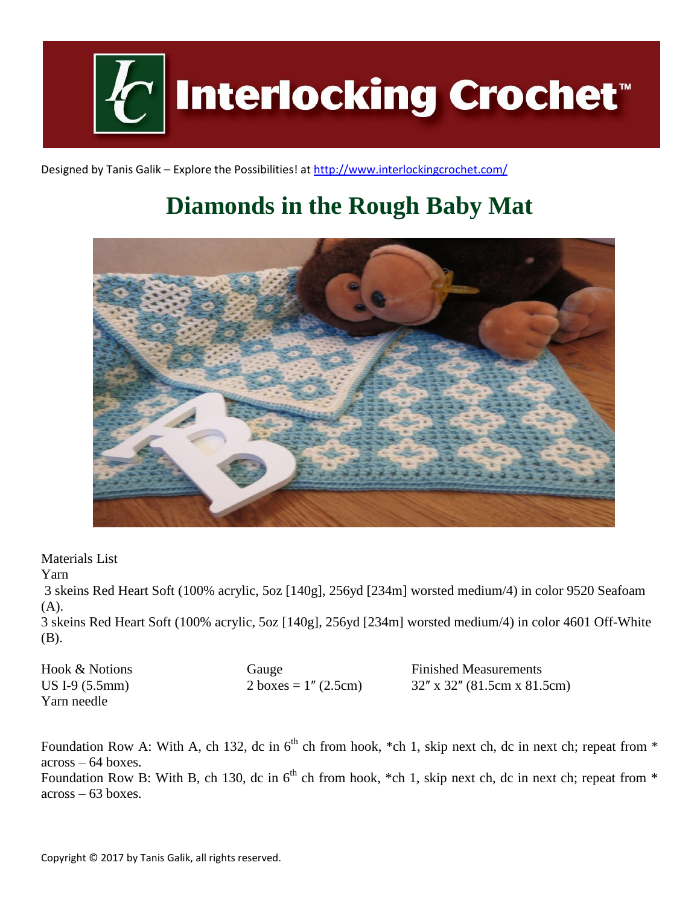# Interlocking Crochet™

Designed by Tanis Galik – Explore the Possibilities! at [http://www.interlockingcrochet.com/](http://www.interlockingcrochet.com/)

## Diamonds in the Rough Baby Mat

Materials List

Yarn

3 skeins Red Heart Soft (100% acrylic, 5oz [140g], 256yd [234m] worsted medium/4) in color 9520 Seafoam (A).

3 skeins Red Heart Soft (100% acrylic, 5oz [140g], 256yd [234m] worsted medium/4) in color 4601 Off-White (B).

Hook & Notions
US I-9 (5.5mm)
Yarn needle

Gauge
2 boxes = 1″ (2.5cm)

Finished Measurements
32″ x 32″ (81.5cm x 81.5cm)

Foundation Row A: With A, ch 132, dc in 6th ch from hook, *ch 1, skip next ch, dc in next ch; repeat from * across – 64 boxes.

Foundation Row B: With B, ch 130, dc in 6th ch from hook, *ch 1, skip next ch, dc in next ch; repeat from * across – 63 boxes.

Copyright © 2017 by Tanis Galik, all rights reserved.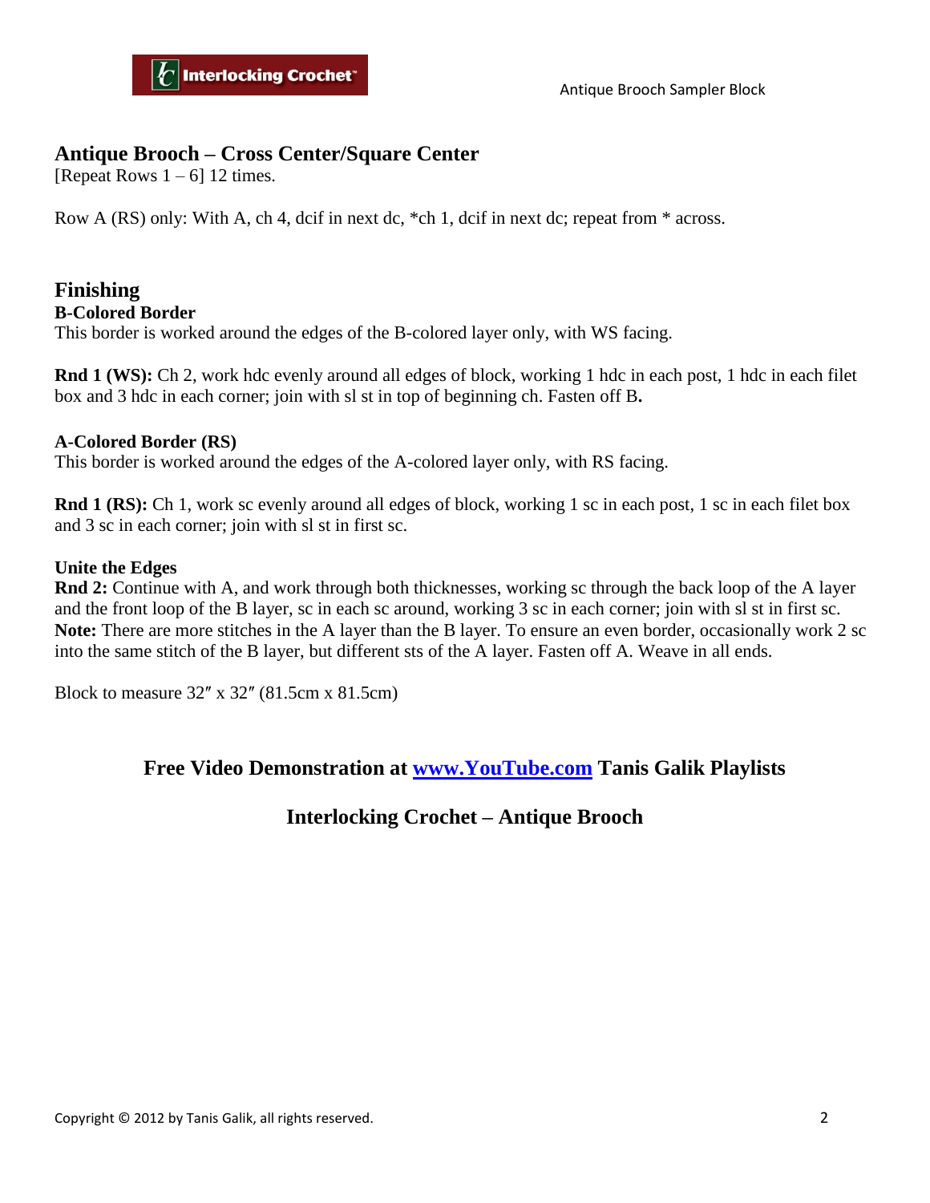## Antique Brooch – Cross Center/Square Center

[Repeat Rows 1 – 6] 12 times.

Row A (RS) only: With A, ch 4, dcif in next dc, *ch 1, dcif in next dc; repeat from * across.

## Finishing

### B-Colored Border

This border is worked around the edges of the B-colored layer only, with WS facing.

**Rnd 1 (WS):** Ch 2, work hdc evenly around all edges of block, working 1 hdc in each post, 1 hdc in each filet box and 3 hdc in each corner; join with sl st in top of beginning ch. Fasten off B**.**

### A-Colored Border (RS)

This border is worked around the edges of the A-colored layer only, with RS facing.

**Rnd 1 (RS):** Ch 1, work sc evenly around all edges of block, working 1 sc in each post, 1 sc in each filet box and 3 sc in each corner; join with sl st in first sc.

### Unite the Edges

**Rnd 2:** Continue with A, and work through both thicknesses, working sc through the back loop of the A layer and the front loop of the B layer, sc in each sc around, working 3 sc in each corner; join with sl st in first sc.
**Note:** There are more stitches in the A layer than the B layer. To ensure an even border, occasionally work 2 sc into the same stitch of the B layer, but different sts of the A layer. Fasten off A. Weave in all ends.

Block to measure 32″ x 32″ (81.5cm x 81.5cm)

**Free Video Demonstration at [www.YouTube.com](http://www.YouTube.com) Tanis Galik Playlists**

**Interlocking Crochet – Antique Brooch**

Copyright © 2012 by Tanis Galik, all rights reserved.